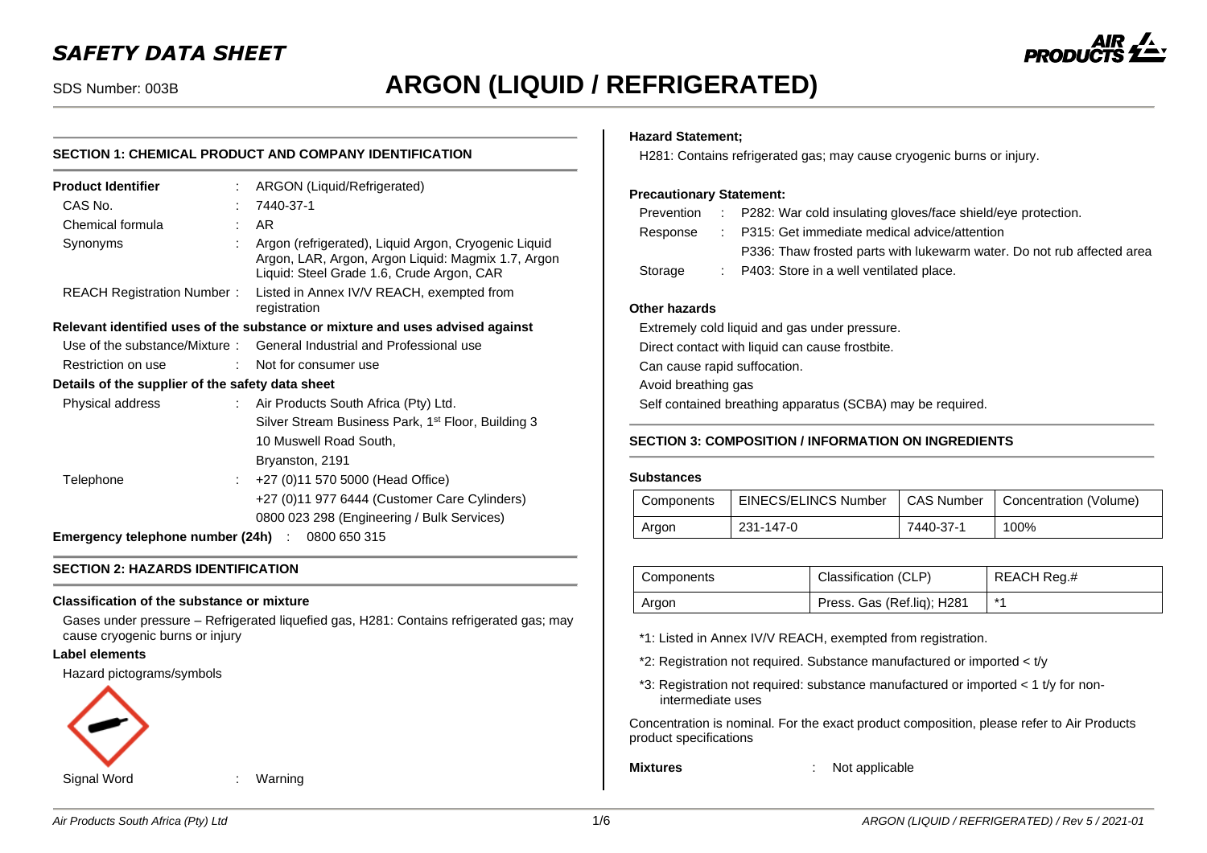# SAFETY DATA SHEET

SDS Number: 003B

# ARGON (LIQUID / REFRIGERATED)

## SECTION 1: CHEMICAL PRODUCT AND COMPANY IDENTIFICATION

| | | |
|---|---|---|
| **Product Identifier** | : | ARGON (Liquid/Refrigerated) |
| CAS No. | : | 7440-37-1 |
| Chemical formula | : | AR |
| Synonyms | : | Argon (refrigerated), Liquid Argon, Cryogenic Liquid Argon, LAR, Argon, Argon Liquid: Magmix 1.7, Argon Liquid: Steel Grade 1.6, Crude Argon, CAR |
| REACH Registration Number | : | Listed in Annex IV/V REACH, exempted from registration |

**Relevant identified uses of the substance or mixture and uses advised against**

| | | |
|---|---|---|
| Use of the substance/Mixture | : | General Industrial and Professional use |
| Restriction on use | : | Not for consumer use |

**Details of the supplier of the safety data sheet**

| | | |
|---|---|---|
| Physical address | : | Air Products South Africa (Pty) Ltd.<br>Silver Stream Business Park, 1st Floor, Building 3<br>10 Muswell Road South,<br>Bryanston, 2191 |
| Telephone | : | +27 (0)11 570 5000 (Head Office)<br>+27 (0)11 977 6444 (Customer Care Cylinders)<br>0800 023 298 (Engineering / Bulk Services) |

**Emergency telephone number (24h)** : 0800 650 315

## SECTION 2: HAZARDS IDENTIFICATION

**Classification of the substance or mixture**

Gases under pressure – Refrigerated liquefied gas, H281: Contains refrigerated gas; may cause cryogenic burns or injury

**Label elements**

Hazard pictograms/symbols

Signal Word : Warning

**Hazard Statement;**

H281: Contains refrigerated gas; may cause cryogenic burns or injury.

**Precautionary Statement:**

| | | |
|---|---|---|
| Prevention | : | P282: War cold insulating gloves/face shield/eye protection. |
| Response | : | P315: Get immediate medical advice/attention<br>P336: Thaw frosted parts with lukewarm water. Do not rub affected area |
| Storage | : | P403: Store in a well ventilated place. |

**Other hazards**

Extremely cold liquid and gas under pressure.

Direct contact with liquid can cause frostbite.

Can cause rapid suffocation.

Avoid breathing gas

Self contained breathing apparatus (SCBA) may be required.

## SECTION 3: COMPOSITION / INFORMATION ON INGREDIENTS

**Substances**

| Components | EINECS/ELINCS Number | CAS Number | Concentration (Volume) |
|---|---|---|---|
| Argon | 231-147-0 | 7440-37-1 | 100% |

| Components | Classification (CLP) | REACH Reg.# |
|---|---|---|
| Argon | Press. Gas (Ref.liq); H281 | *1 |

*1: Listed in Annex IV/V REACH, exempted from registration.

*2: Registration not required. Substance manufactured or imported < t/y

*3: Registration not required: substance manufactured or imported < 1 t/y for non-intermediate uses

Concentration is nominal. For the exact product composition, please refer to Air Products product specifications

**Mixtures** : Not applicable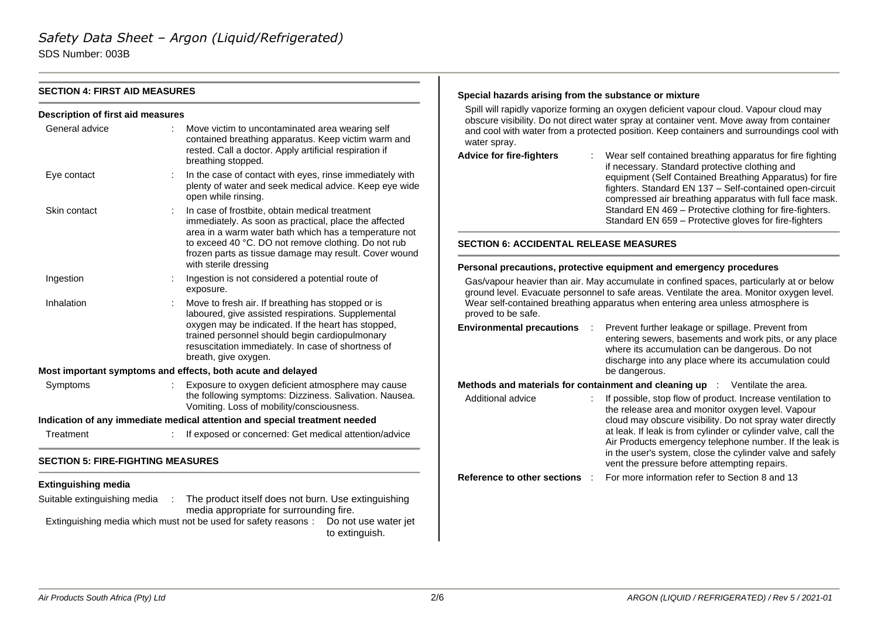## SECTION 4: FIRST AID MEASURES

### Description of first aid measures

| | |
|---|---|
| General advice | : Move victim to uncontaminated area wearing self contained breathing apparatus. Keep victim warm and rested. Call a doctor. Apply artificial respiration if breathing stopped. |
| Eye contact | : In the case of contact with eyes, rinse immediately with plenty of water and seek medical advice. Keep eye wide open while rinsing. |
| Skin contact | : In case of frostbite, obtain medical treatment immediately. As soon as practical, place the affected area in a warm water bath which has a temperature not to exceed 40 °C. DO not remove clothing. Do not rub frozen parts as tissue damage may result. Cover wound with sterile dressing |
| Ingestion | : Ingestion is not considered a potential route of exposure. |
| Inhalation | : Move to fresh air. If breathing has stopped or is laboured, give assisted respirations. Supplemental oxygen may be indicated. If the heart has stopped, trained personnel should begin cardiopulmonary resuscitation immediately. In case of shortness of breath, give oxygen. |

### Most important symptoms and effects, both acute and delayed

| | |
|---|---|
| Symptoms | : Exposure to oxygen deficient atmosphere may cause the following symptoms: Dizziness. Salivation. Nausea. Vomiting. Loss of mobility/consciousness. |

### Indication of any immediate medical attention and special treatment needed

| | |
|---|---|
| Treatment | : If exposed or concerned: Get medical attention/advice |

## SECTION 5: FIRE-FIGHTING MEASURES

### Extinguishing media

Suitable extinguishing media : The product itself does not burn. Use extinguishing media appropriate for surrounding fire.

Extinguishing media which must not be used for safety reasons : Do not use water jet to extinguish.

### Special hazards arising from the substance or mixture

Spill will rapidly vaporize forming an oxygen deficient vapour cloud. Vapour cloud may obscure visibility. Do not direct water spray at container vent. Move away from container and cool with water from a protected position. Keep containers and surroundings cool with water spray.

**Advice for fire-fighters** : Wear self contained breathing apparatus for fire fighting if necessary. Standard protective clothing and equipment (Self Contained Breathing Apparatus) for fire fighters. Standard EN 137 – Self-contained open-circuit compressed air breathing apparatus with full face mask. Standard EN 469 – Protective clothing for fire-fighters. Standard EN 659 – Protective gloves for fire-fighters

## SECTION 6: ACCIDENTAL RELEASE MEASURES

### Personal precautions, protective equipment and emergency procedures

Gas/vapour heavier than air. May accumulate in confined spaces, particularly at or below ground level. Evacuate personnel to safe areas. Ventilate the area. Monitor oxygen level. Wear self-contained breathing apparatus when entering area unless atmosphere is proved to be safe.

**Environmental precautions** : Prevent further leakage or spillage. Prevent from entering sewers, basements and work pits, or any place where its accumulation can be dangerous. Do not discharge into any place where its accumulation could be dangerous.

**Methods and materials for containment and cleaning up** : Ventilate the area.

| | |
|---|---|
| Additional advice | : If possible, stop flow of product. Increase ventilation to the release area and monitor oxygen level. Vapour cloud may obscure visibility. Do not spray water directly at leak. If leak is from cylinder or cylinder valve, call the Air Products emergency telephone number. If the leak is in the user's system, close the cylinder valve and safely vent the pressure before attempting repairs. |

**Reference to other sections** : For more information refer to Section 8 and 13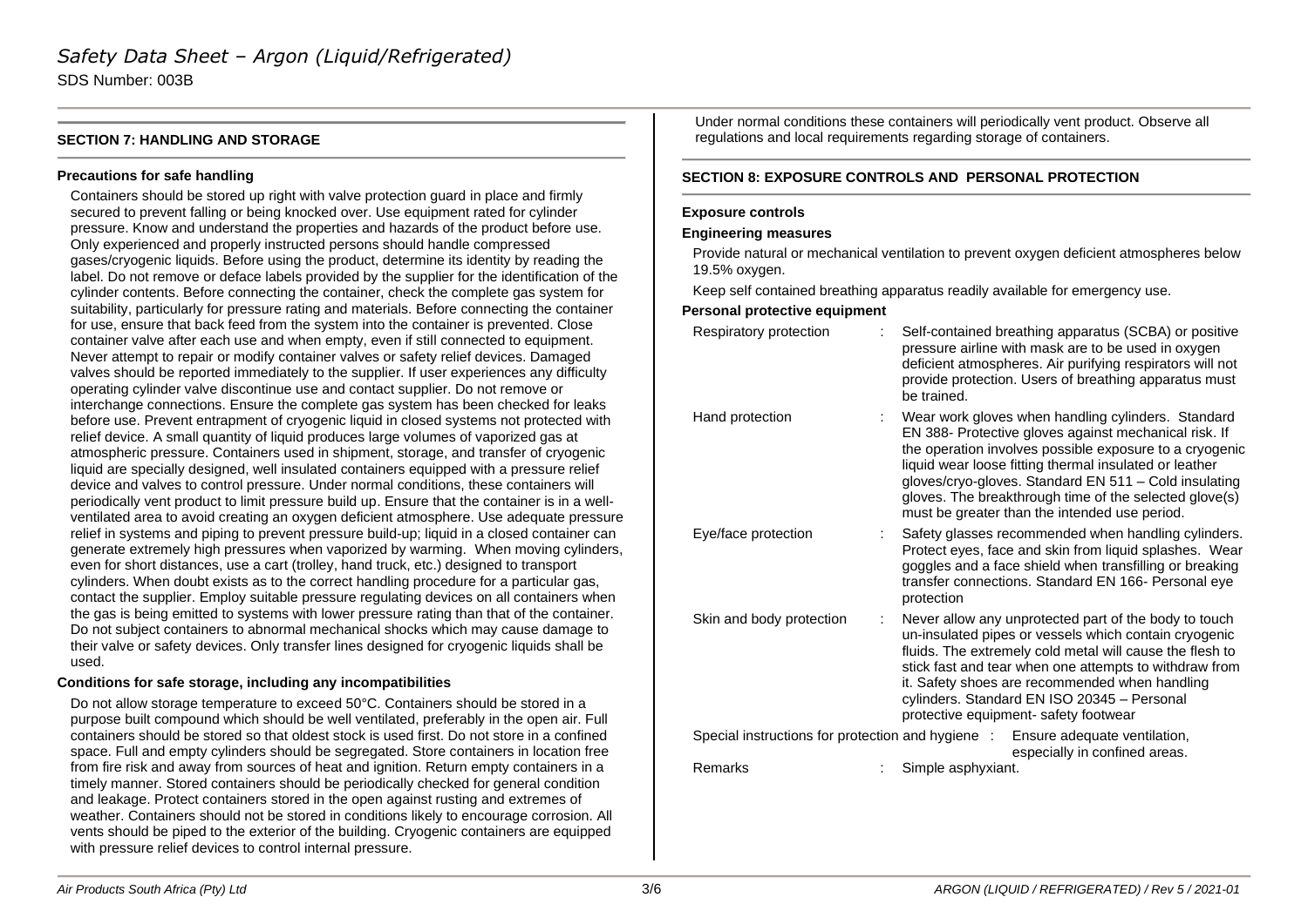## SECTION 7: HANDLING AND STORAGE

**Precautions for safe handling**

Containers should be stored up right with valve protection guard in place and firmly secured to prevent falling or being knocked over. Use equipment rated for cylinder pressure. Know and understand the properties and hazards of the product before use. Only experienced and properly instructed persons should handle compressed gases/cryogenic liquids. Before using the product, determine its identity by reading the label. Do not remove or deface labels provided by the supplier for the identification of the cylinder contents. Before connecting the container, check the complete gas system for suitability, particularly for pressure rating and materials. Before connecting the container for use, ensure that back feed from the system into the container is prevented. Close container valve after each use and when empty, even if still connected to equipment. Never attempt to repair or modify container valves or safety relief devices. Damaged valves should be reported immediately to the supplier. If user experiences any difficulty operating cylinder valve discontinue use and contact supplier. Do not remove or interchange connections. Ensure the complete gas system has been checked for leaks before use. Prevent entrapment of cryogenic liquid in closed systems not protected with relief device. A small quantity of liquid produces large volumes of vaporized gas at atmospheric pressure. Containers used in shipment, storage, and transfer of cryogenic liquid are specially designed, well insulated containers equipped with a pressure relief device and valves to control pressure. Under normal conditions, these containers will periodically vent product to limit pressure build up. Ensure that the container is in a well-ventilated area to avoid creating an oxygen deficient atmosphere. Use adequate pressure relief in systems and piping to prevent pressure build-up; liquid in a closed container can generate extremely high pressures when vaporized by warming. When moving cylinders, even for short distances, use a cart (trolley, hand truck, etc.) designed to transport cylinders. When doubt exists as to the correct handling procedure for a particular gas, contact the supplier. Employ suitable pressure regulating devices on all containers when the gas is being emitted to systems with lower pressure rating than that of the container. Do not subject containers to abnormal mechanical shocks which may cause damage to their valve or safety devices. Only transfer lines designed for cryogenic liquids shall be used.

**Conditions for safe storage, including any incompatibilities**

Do not allow storage temperature to exceed 50°C. Containers should be stored in a purpose built compound which should be well ventilated, preferably in the open air. Full containers should be stored so that oldest stock is used first. Do not store in a confined space. Full and empty cylinders should be segregated. Store containers in location free from fire risk and away from sources of heat and ignition. Return empty containers in a timely manner. Stored containers should be periodically checked for general condition and leakage. Protect containers stored in the open against rusting and extremes of weather. Containers should not be stored in conditions likely to encourage corrosion. All vents should be piped to the exterior of the building. Cryogenic containers are equipped with pressure relief devices to control internal pressure.

Under normal conditions these containers will periodically vent product. Observe all regulations and local requirements regarding storage of containers.

## SECTION 8: EXPOSURE CONTROLS AND PERSONAL PROTECTION

**Exposure controls**

**Engineering measures**

Provide natural or mechanical ventilation to prevent oxygen deficient atmospheres below 19.5% oxygen.

Keep self contained breathing apparatus readily available for emergency use.

**Personal protective equipment**

| | | |
|---|---|---|
| Respiratory protection | : | Self-contained breathing apparatus (SCBA) or positive pressure airline with mask are to be used in oxygen deficient atmospheres. Air purifying respirators will not provide protection. Users of breathing apparatus must be trained. |
| Hand protection | : | Wear work gloves when handling cylinders. Standard EN 388- Protective gloves against mechanical risk. If the operation involves possible exposure to a cryogenic liquid wear loose fitting thermal insulated or leather gloves/cryo-gloves. Standard EN 511 – Cold insulating gloves. The breakthrough time of the selected glove(s) must be greater than the intended use period. |
| Eye/face protection | : | Safety glasses recommended when handling cylinders. Protect eyes, face and skin from liquid splashes. Wear goggles and a face shield when transfilling or breaking transfer connections. Standard EN 166- Personal eye protection |
| Skin and body protection | : | Never allow any unprotected part of the body to touch un-insulated pipes or vessels which contain cryogenic fluids. The extremely cold metal will cause the flesh to stick fast and tear when one attempts to withdraw from it. Safety shoes are recommended when handling cylinders. Standard EN ISO 20345 – Personal protective equipment- safety footwear |
| Special instructions for protection and hygiene | : | Ensure adequate ventilation, especially in confined areas. |
| Remarks | : | Simple asphyxiant. |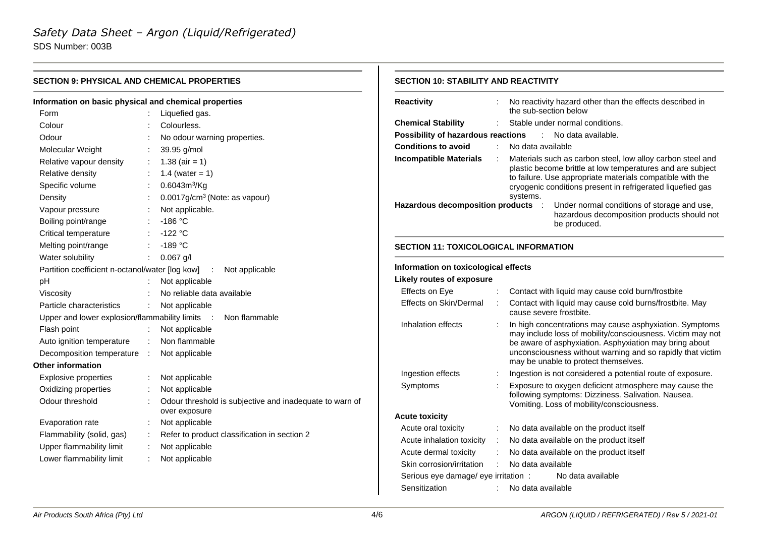## SECTION 9: PHYSICAL AND CHEMICAL PROPERTIES

### Information on basic physical and chemical properties

| | |
|---|---|
| Form | Liquefied gas. |
| Colour | Colourless. |
| Odour | No odour warning properties. |
| Molecular Weight | 39.95 g/mol |
| Relative vapour density | 1.38 (air = 1) |
| Relative density | 1.4 (water = 1) |
| Specific volume | $0.6043 m^3/Kg$ |
| Density | $0.0017 g/cm^3$ (Note: as vapour) |
| Vapour pressure | Not applicable. |
| Boiling point/range | -186 °C |
| Critical temperature | -122 °C |
| Melting point/range | -189 °C |
| Water solubility | 0.067 g/l |
| Partition coefficient n-octanol/water [log kow] | Not applicable |
| pH | Not applicable |
| Viscosity | No reliable data available |
| Particle characteristics | Not applicable |
| Upper and lower explosion/flammability limits | Non flammable |
| Flash point | Not applicable |
| Auto ignition temperature | Non flammable |
| Decomposition temperature | Not applicable |

### Other information

| | |
|---|---|
| Explosive properties | Not applicable |
| Oxidizing properties | Not applicable |
| Odour threshold | Odour threshold is subjective and inadequate to warn of over exposure |
| Evaporation rate | Not applicable |
| Flammability (solid, gas) | Refer to product classification in section 2 |
| Upper flammability limit | Not applicable |
| Lower flammability limit | Not applicable |

## SECTION 10: STABILITY AND REACTIVITY

| | |
|---|---|
| **Reactivity** | No reactivity hazard other than the effects described in the sub-section below |
| **Chemical Stability** | Stable under normal conditions. |
| **Possibility of hazardous reactions** | No data available. |
| **Conditions to avoid** | No data available |
| **Incompatible Materials** | Materials such as carbon steel, low alloy carbon steel and plastic become brittle at low temperatures and are subject to failure. Use appropriate materials compatible with the cryogenic conditions present in refrigerated liquefied gas systems. |
| **Hazardous decomposition products** | Under normal conditions of storage and use, hazardous decomposition products should not be produced. |

## SECTION 11: TOXICOLOGICAL INFORMATION

### Information on toxicological effects

**Likely routes of exposure**

| | |
|---|---|
| Effects on Eye | Contact with liquid may cause cold burn/frostbite |
| Effects on Skin/Dermal | Contact with liquid may cause cold burns/frostbite. May cause severe frostbite. |
| Inhalation effects | In high concentrations may cause asphyxiation. Symptoms may include loss of mobility/consciousness. Victim may not be aware of asphyxiation. Asphyxiation may bring about unconsciousness without warning and so rapidly that victim may be unable to protect themselves. |
| Ingestion effects | Ingestion is not considered a potential route of exposure. |
| Symptoms | Exposure to oxygen deficient atmosphere may cause the following symptoms: Dizziness. Salivation. Nausea. Vomiting. Loss of mobility/consciousness. |

**Acute toxicity**

| | |
|---|---|
| Acute oral toxicity | No data available on the product itself |
| Acute inhalation toxicity | No data available on the product itself |
| Acute dermal toxicity | No data available on the product itself |
| Skin corrosion/irritation | No data available |
| Serious eye damage/ eye irritation | No data available |
| Sensitization | No data available |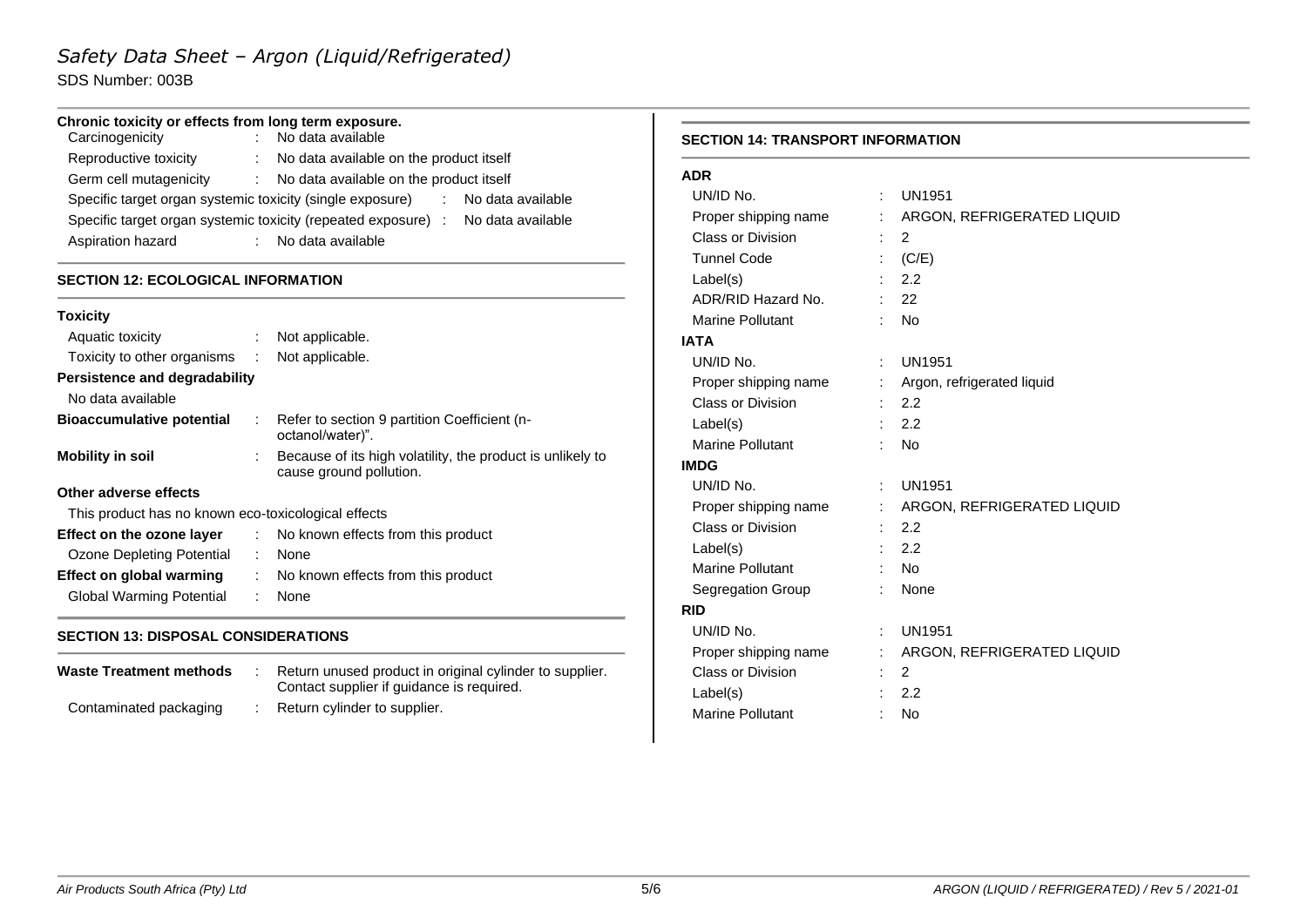**Chronic toxicity or effects from long term exposure.**

| | |
|---|---|
| Carcinogenicity | : No data available |
| Reproductive toxicity | : No data available on the product itself |
| Germ cell mutagenicity | : No data available on the product itself |
| Specific target organ systemic toxicity (single exposure) | : No data available |
| Specific target organ systemic toxicity (repeated exposure) | : No data available |
| Aspiration hazard | : No data available |

## SECTION 12: ECOLOGICAL INFORMATION

**Toxicity**

| | |
|---|---|
| Aquatic toxicity | : Not applicable. |
| Toxicity to other organisms | : Not applicable. |

**Persistence and degradability**

No data available

| | |
|---|---|
| **Bioaccumulative potential** | : Refer to section 9 partition Coefficient (n-octanol/water)". |
| **Mobility in soil** | : Because of its high volatility, the product is unlikely to cause ground pollution. |

**Other adverse effects**

This product has no known eco-toxicological effects

| | |
|---|---|
| **Effect on the ozone layer** | : No known effects from this product |
| Ozone Depleting Potential | : None |
| **Effect on global warming** | : No known effects from this product |
| Global Warming Potential | : None |

## SECTION 13: DISPOSAL CONSIDERATIONS

| | |
|---|---|
| **Waste Treatment methods** | : Return unused product in original cylinder to supplier. Contact supplier if guidance is required. |
| Contaminated packaging | : Return cylinder to supplier. |

## SECTION 14: TRANSPORT INFORMATION

**ADR**

| | |
|---|---|
| UN/ID No. | : UN1951 |
| Proper shipping name | : ARGON, REFRIGERATED LIQUID |
| Class or Division | : 2 |
| Tunnel Code | : (C/E) |
| Label(s) | : 2.2 |
| ADR/RID Hazard No. | : 22 |
| Marine Pollutant | : No |

**IATA**

| | |
|---|---|
| UN/ID No. | : UN1951 |
| Proper shipping name | : Argon, refrigerated liquid |
| Class or Division | : 2.2 |
| Label(s) | : 2.2 |
| Marine Pollutant | : No |

**IMDG**

| | |
|---|---|
| UN/ID No. | : UN1951 |
| Proper shipping name | : ARGON, REFRIGERATED LIQUID |
| Class or Division | : 2.2 |
| Label(s) | : 2.2 |
| Marine Pollutant | : No |
| Segregation Group | : None |

**RID**

| | |
|---|---|
| UN/ID No. | : UN1951 |
| Proper shipping name | : ARGON, REFRIGERATED LIQUID |
| Class or Division | : 2 |
| Label(s) | : 2.2 |
| Marine Pollutant | : No |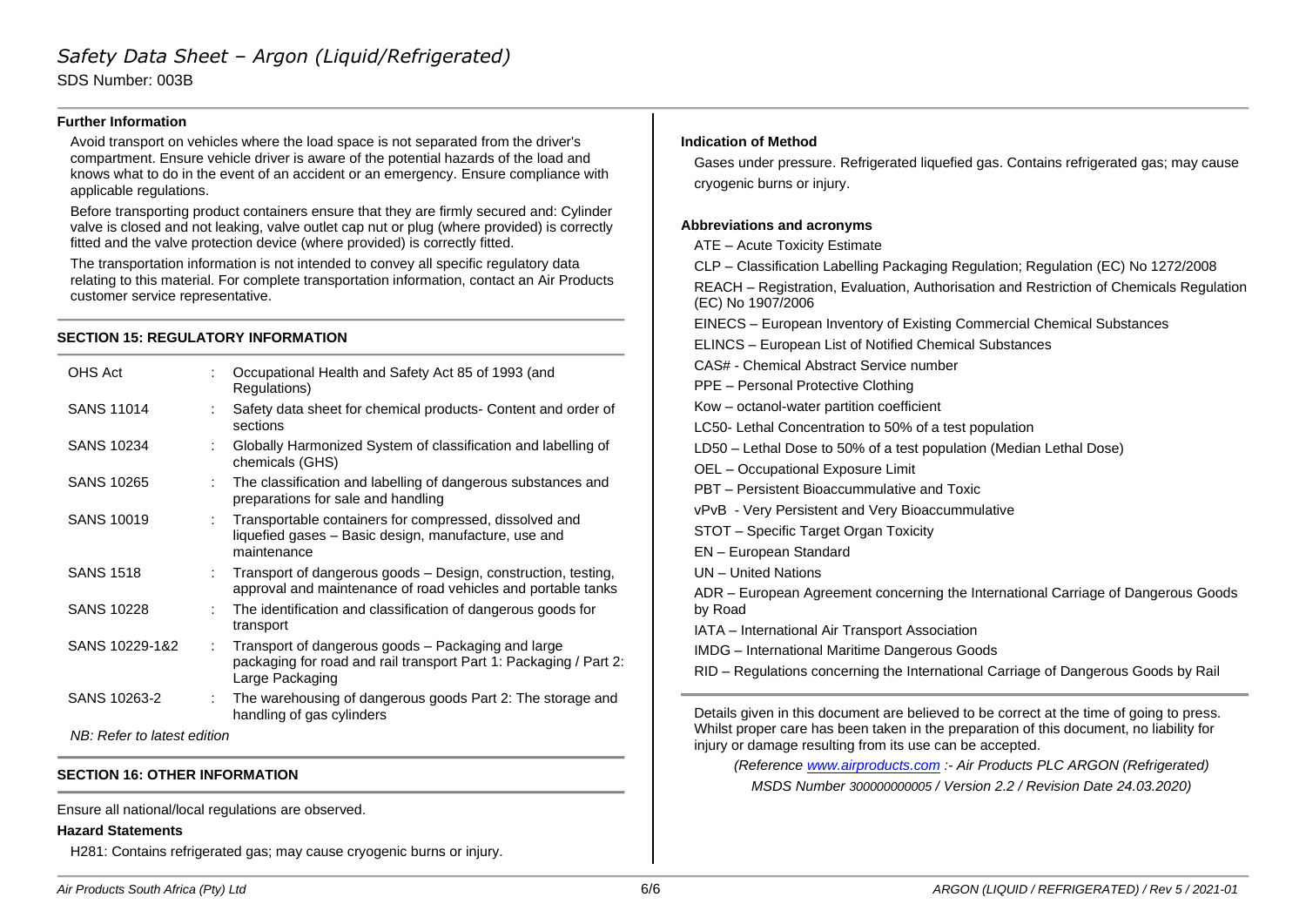**Further Information**

Avoid transport on vehicles where the load space is not separated from the driver's compartment. Ensure vehicle driver is aware of the potential hazards of the load and knows what to do in the event of an accident or an emergency. Ensure compliance with applicable regulations.

Before transporting product containers ensure that they are firmly secured and: Cylinder valve is closed and not leaking, valve outlet cap nut or plug (where provided) is correctly fitted and the valve protection device (where provided) is correctly fitted.

The transportation information is not intended to convey all specific regulatory data relating to this material. For complete transportation information, contact an Air Products customer service representative.

## SECTION 15: REGULATORY INFORMATION

| | | |
|---|---|---|
| OHS Act | : | Occupational Health and Safety Act 85 of 1993 (and Regulations) |
| SANS 11014 | : | Safety data sheet for chemical products- Content and order of sections |
| SANS 10234 | : | Globally Harmonized System of classification and labelling of chemicals (GHS) |
| SANS 10265 | : | The classification and labelling of dangerous substances and preparations for sale and handling |
| SANS 10019 | : | Transportable containers for compressed, dissolved and liquefied gases – Basic design, manufacture, use and maintenance |
| SANS 1518 | : | Transport of dangerous goods – Design, construction, testing, approval and maintenance of road vehicles and portable tanks |
| SANS 10228 | : | The identification and classification of dangerous goods for transport |
| SANS 10229-1&2 | : | Transport of dangerous goods – Packaging and large packaging for road and rail transport Part 1: Packaging / Part 2: Large Packaging |
| SANS 10263-2 | : | The warehousing of dangerous goods Part 2: The storage and handling of gas cylinders |

*NB: Refer to latest edition*

## SECTION 16: OTHER INFORMATION

Ensure all national/local regulations are observed.

**Hazard Statements**

H281: Contains refrigerated gas; may cause cryogenic burns or injury.

**Indication of Method**

Gases under pressure. Refrigerated liquefied gas. Contains refrigerated gas; may cause cryogenic burns or injury.

**Abbreviations and acronyms**

ATE – Acute Toxicity Estimate

CLP – Classification Labelling Packaging Regulation; Regulation (EC) No 1272/2008

REACH – Registration, Evaluation, Authorisation and Restriction of Chemicals Regulation (EC) No 1907/2006

EINECS – European Inventory of Existing Commercial Chemical Substances

ELINCS – European List of Notified Chemical Substances

CAS# - Chemical Abstract Service number

PPE – Personal Protective Clothing

Kow – octanol-water partition coefficient

LC50- Lethal Concentration to 50% of a test population

LD50 – Lethal Dose to 50% of a test population (Median Lethal Dose)

OEL – Occupational Exposure Limit

PBT – Persistent Bioaccummulative and Toxic

vPvB - Very Persistent and Very Bioaccummulative

STOT – Specific Target Organ Toxicity

EN – European Standard

UN – United Nations

ADR – European Agreement concerning the International Carriage of Dangerous Goods by Road

IATA – International Air Transport Association

IMDG – International Maritime Dangerous Goods

RID – Regulations concerning the International Carriage of Dangerous Goods by Rail

Details given in this document are believed to be correct at the time of going to press. Whilst proper care has been taken in the preparation of this document, no liability for injury or damage resulting from its use can be accepted.

*(Reference www.airproducts.com :- Air Products PLC ARGON (Refrigerated) MSDS Number 300000000005 / Version 2.2 / Revision Date 24.03.2020)*